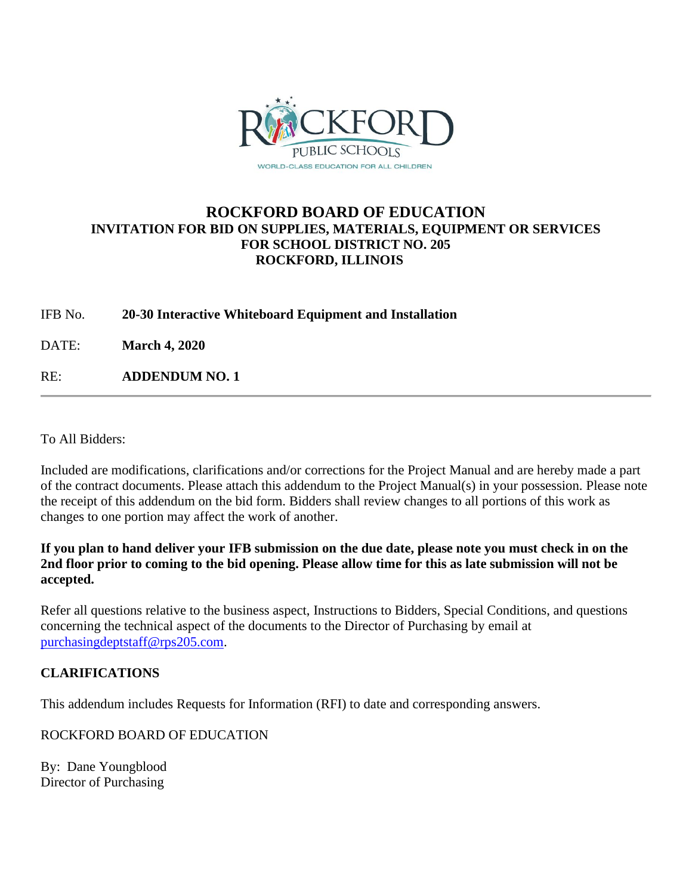# ROCKFORD BOARD OF EDUCATION

## INVITATION FOR BID ON SUPPLIES, MATERIALS, EQUIPMENT OR SERVICES FOR SCHOOL DISTRICT NO. 205 ROCKFORD, ILLINOIS

IFB No. **20-30 Interactive Whiteboard Equipment and Installation**

DATE: **March 4, 2020**

RE: **ADDENDUM NO. 1**

---

To All Bidders:

Included are modifications, clarifications and/or corrections for the Project Manual and are hereby made a part of the contract documents. Please attach this addendum to the Project Manual(s) in your possession. Please note the receipt of this addendum on the bid form. Bidders shall review changes to all portions of this work as changes to one portion may affect the work of another.

**If you plan to hand deliver your IFB submission on the due date, please note you must check in on the 2nd floor prior to coming to the bid opening. Please allow time for this as late submission will not be accepted.**

Refer all questions relative to the business aspect, Instructions to Bidders, Special Conditions, and questions concerning the technical aspect of the documents to the Director of Purchasing by email at purchasingdeptstaff@rps205.com.

**CLARIFICATIONS**

This addendum includes Requests for Information (RFI) to date and corresponding answers.

ROCKFORD BOARD OF EDUCATION

By: Dane Youngblood
Director of Purchasing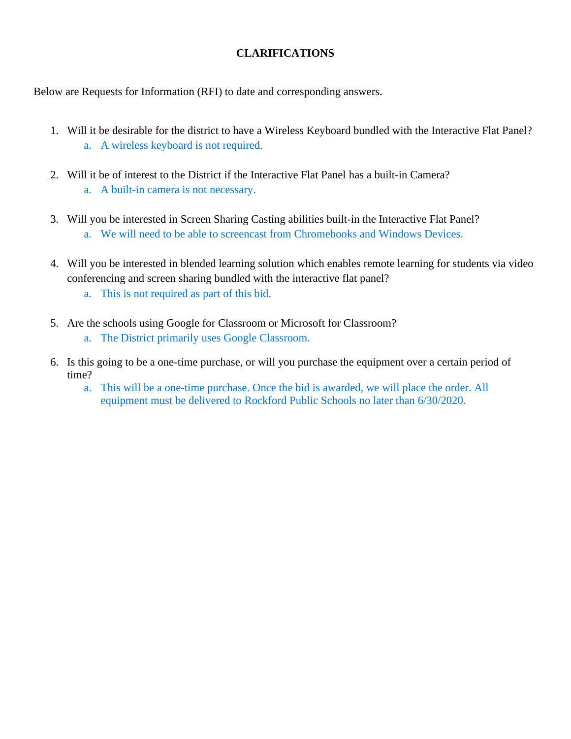# CLARIFICATIONS

Below are Requests for Information (RFI) to date and corresponding answers.

1. Will it be desirable for the district to have a Wireless Keyboard bundled with the Interactive Flat Panel?
    a. A wireless keyboard is not required.

2. Will it be of interest to the District if the Interactive Flat Panel has a built-in Camera?
    a. A built-in camera is not necessary.

3. Will you be interested in Screen Sharing Casting abilities built-in the Interactive Flat Panel?
    a. We will need to be able to screencast from Chromebooks and Windows Devices.

4. Will you be interested in blended learning solution which enables remote learning for students via video conferencing and screen sharing bundled with the interactive flat panel?
    a. This is not required as part of this bid.

5. Are the schools using Google for Classroom or Microsoft for Classroom?
    a. The District primarily uses Google Classroom.

6. Is this going to be a one-time purchase, or will you purchase the equipment over a certain period of time?
    a. This will be a one-time purchase. Once the bid is awarded, we will place the order. All equipment must be delivered to Rockford Public Schools no later than 6/30/2020.